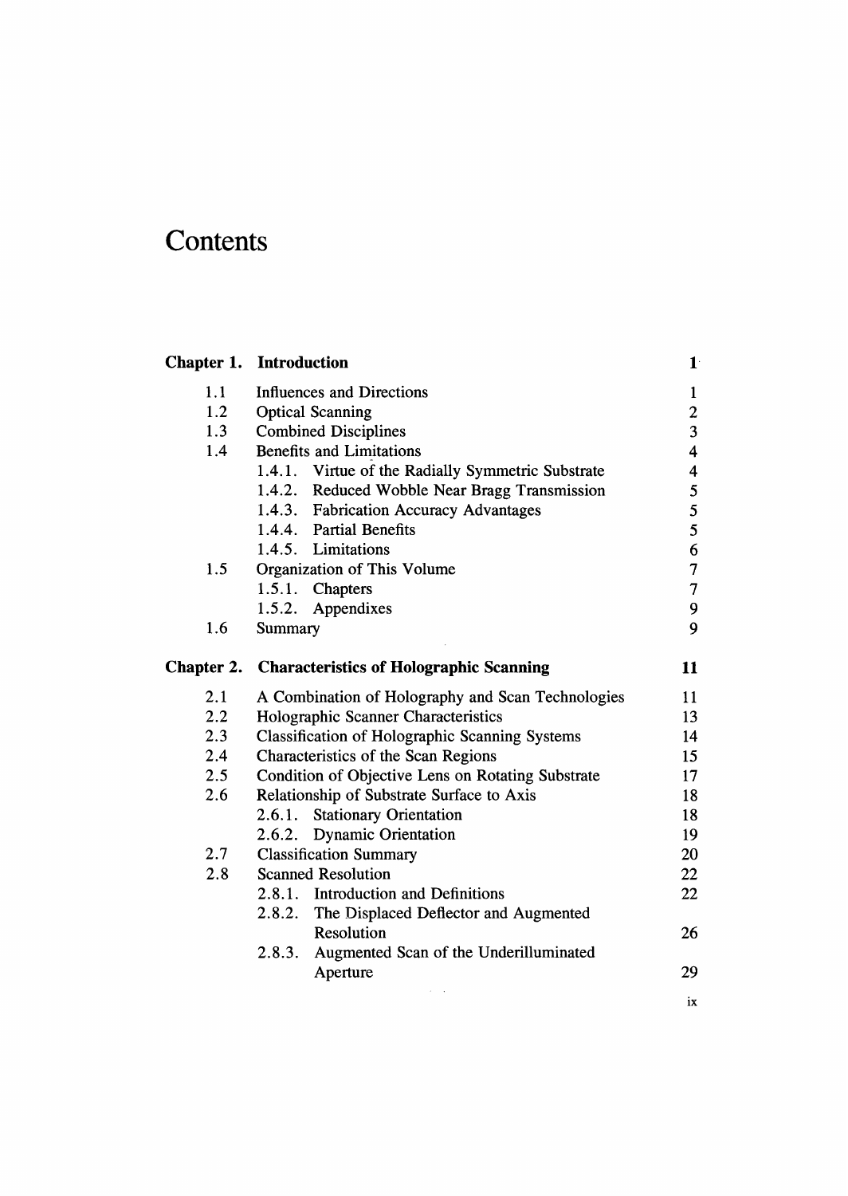# Contents

| | | |
|---|---|---|
| **Chapter 1.** | **Introduction** | **1** |
| 1.1 | Influences and Directions | 1 |
| 1.2 | Optical Scanning | 2 |
| 1.3 | Combined Disciplines | 3 |
| 1.4 | Benefits and Limitations | 4 |
| | 1.4.1. Virtue of the Radially Symmetric Substrate | 4 |
| | 1.4.2. Reduced Wobble Near Bragg Transmission | 5 |
| | 1.4.3. Fabrication Accuracy Advantages | 5 |
| | 1.4.4. Partial Benefits | 5 |
| | 1.4.5. Limitations | 6 |
| 1.5 | Organization of This Volume | 7 |
| | 1.5.1. Chapters | 7 |
| | 1.5.2. Appendixes | 9 |
| 1.6 | Summary | 9 |
| **Chapter 2.** | **Characteristics of Holographic Scanning** | **11** |
| 2.1 | A Combination of Holography and Scan Technologies | 11 |
| 2.2 | Holographic Scanner Characteristics | 13 |
| 2.3 | Classification of Holographic Scanning Systems | 14 |
| 2.4 | Characteristics of the Scan Regions | 15 |
| 2.5 | Condition of Objective Lens on Rotating Substrate | 17 |
| 2.6 | Relationship of Substrate Surface to Axis | 18 |
| | 2.6.1. Stationary Orientation | 18 |
| | 2.6.2. Dynamic Orientation | 19 |
| 2.7 | Classification Summary | 20 |
| 2.8 | Scanned Resolution | 22 |
| | 2.8.1. Introduction and Definitions | 22 |
| | 2.8.2. The Displaced Deflector and Augmented Resolution | 26 |
| | 2.8.3. Augmented Scan of the Underilluminated Aperture | 29 |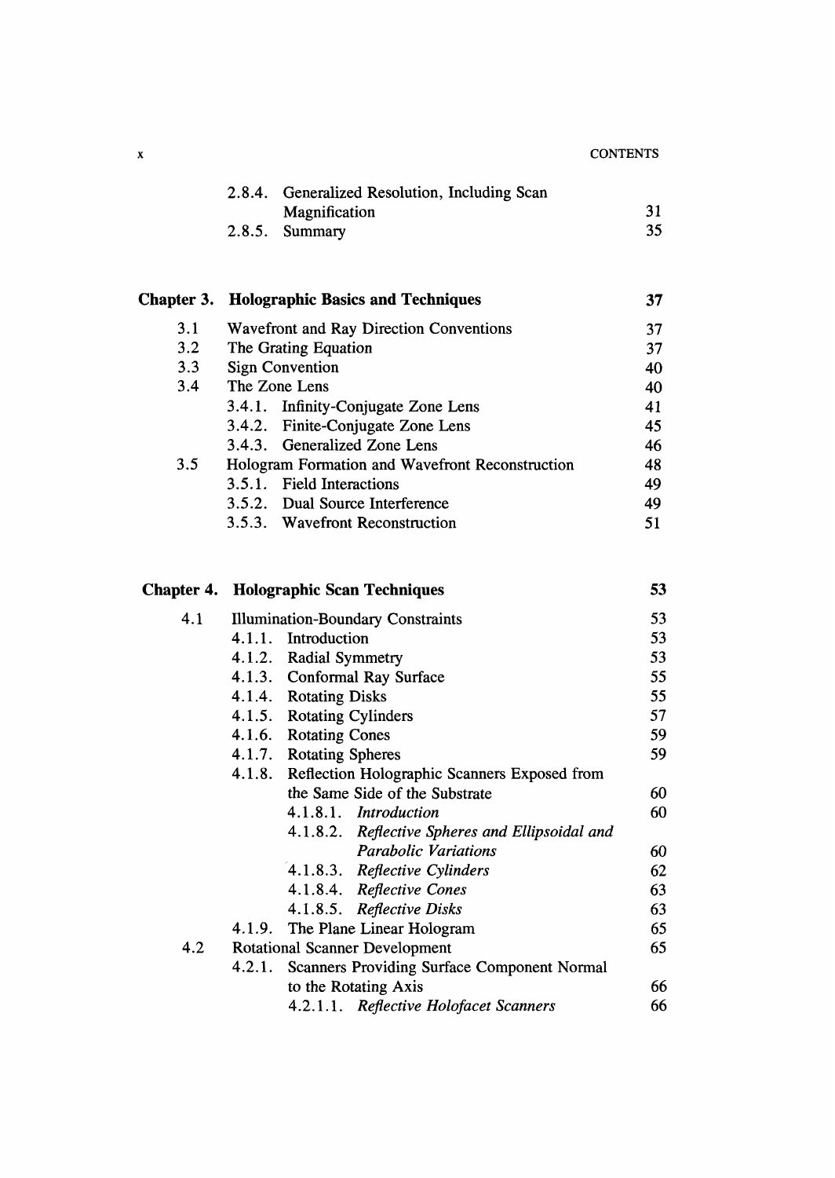| | | |
|---|---|---|
| | 2.8.4. Generalized Resolution, Including Scan Magnification | 31 |
| | 2.8.5. Summary | 35 |

| | | |
|---|---|---|
| **Chapter 3.** | **Holographic Basics and Techniques** | **37** |
| 3.1 | Wavefront and Ray Direction Conventions | 37 |
| 3.2 | The Grating Equation | 37 |
| 3.3 | Sign Convention | 40 |
| 3.4 | The Zone Lens | 40 |
| | 3.4.1. Infinity-Conjugate Zone Lens | 41 |
| | 3.4.2. Finite-Conjugate Zone Lens | 45 |
| | 3.4.3. Generalized Zone Lens | 46 |
| 3.5 | Hologram Formation and Wavefront Reconstruction | 48 |
| | 3.5.1. Field Interactions | 49 |
| | 3.5.2. Dual Source Interference | 49 |
| | 3.5.3. Wavefront Reconstruction | 51 |

| | | |
|---|---|---|
| **Chapter 4.** | **Holographic Scan Techniques** | **53** |
| 4.1 | Illumination-Boundary Constraints | 53 |
| | 4.1.1. Introduction | 53 |
| | 4.1.2. Radial Symmetry | 53 |
| | 4.1.3. Conformal Ray Surface | 55 |
| | 4.1.4. Rotating Disks | 55 |
| | 4.1.5. Rotating Cylinders | 57 |
| | 4.1.6. Rotating Cones | 59 |
| | 4.1.7. Rotating Spheres | 59 |
| | 4.1.8. Reflection Holographic Scanners Exposed from the Same Side of the Substrate | 60 |
| | 4.1.8.1. *Introduction* | 60 |
| | 4.1.8.2. *Reflective Spheres and Ellipsoidal and Parabolic Variations* | 60 |
| | 4.1.8.3. *Reflective Cylinders* | 62 |
| | 4.1.8.4. *Reflective Cones* | 63 |
| | 4.1.8.5. *Reflective Disks* | 63 |
| | 4.1.9. The Plane Linear Hologram | 65 |
| 4.2 | Rotational Scanner Development | 65 |
| | 4.2.1. Scanners Providing Surface Component Normal to the Rotating Axis | 66 |
| | 4.2.1.1. *Reflective Holofacet Scanners* | 66 |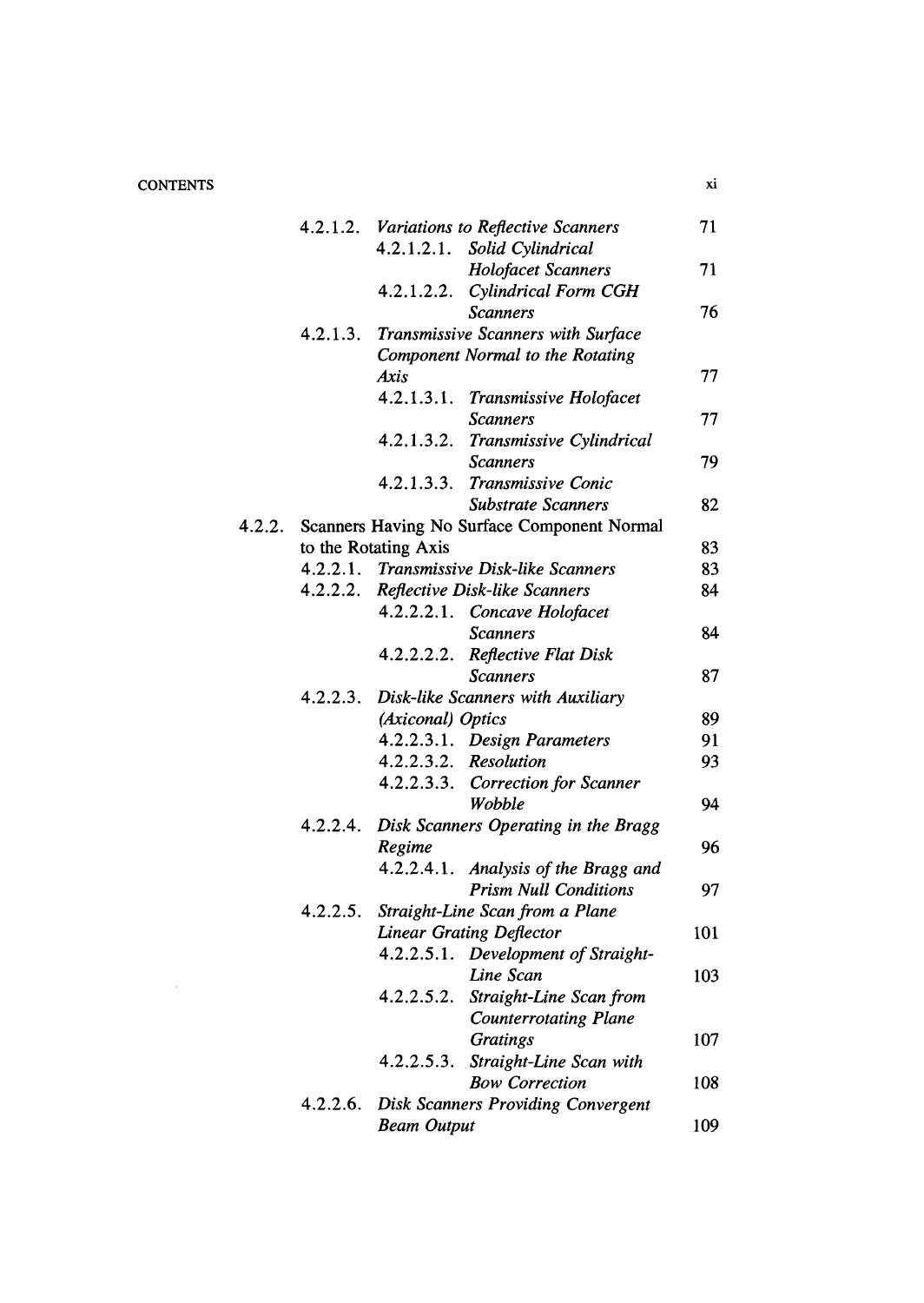| | | |
|---|---|---|
| 4.2.1.2. *Variations to Reflective Scanners* | | 71 |
| | 4.2.1.2.1. *Solid Cylindrical Holofacet Scanners* | 71 |
| | 4.2.1.2.2. *Cylindrical Form CGH Scanners* | 76 |
| 4.2.1.3. *Transmissive Scanners with Surface Component Normal to the Rotating Axis* | | 77 |
| | 4.2.1.3.1. *Transmissive Holofacet Scanners* | 77 |
| | 4.2.1.3.2. *Transmissive Cylindrical Scanners* | 79 |
| | 4.2.1.3.3. *Transmissive Conic Substrate Scanners* | 82 |
| 4.2.2. Scanners Having No Surface Component Normal to the Rotating Axis | | 83 |
| 4.2.2.1. *Transmissive Disk-like Scanners* | | 83 |
| 4.2.2.2. *Reflective Disk-like Scanners* | | 84 |
| | 4.2.2.2.1. *Concave Holofacet Scanners* | 84 |
| | 4.2.2.2.2. *Reflective Flat Disk Scanners* | 87 |
| 4.2.2.3. *Disk-like Scanners with Auxiliary (Axiconal) Optics* | | 89 |
| | 4.2.2.3.1. *Design Parameters* | 91 |
| | 4.2.2.3.2. *Resolution* | 93 |
| | 4.2.2.3.3. *Correction for Scanner Wobble* | 94 |
| 4.2.2.4. *Disk Scanners Operating in the Bragg Regime* | | 96 |
| | 4.2.2.4.1. *Analysis of the Bragg and Prism Null Conditions* | 97 |
| 4.2.2.5. *Straight-Line Scan from a Plane Linear Grating Deflector* | | 101 |
| | 4.2.2.5.1. *Development of Straight-Line Scan* | 103 |
| | 4.2.2.5.2. *Straight-Line Scan from Counterrotating Plane Gratings* | 107 |
| | 4.2.2.5.3. *Straight-Line Scan with Bow Correction* | 108 |
| 4.2.2.6. *Disk Scanners Providing Convergent Beam Output* | | 109 |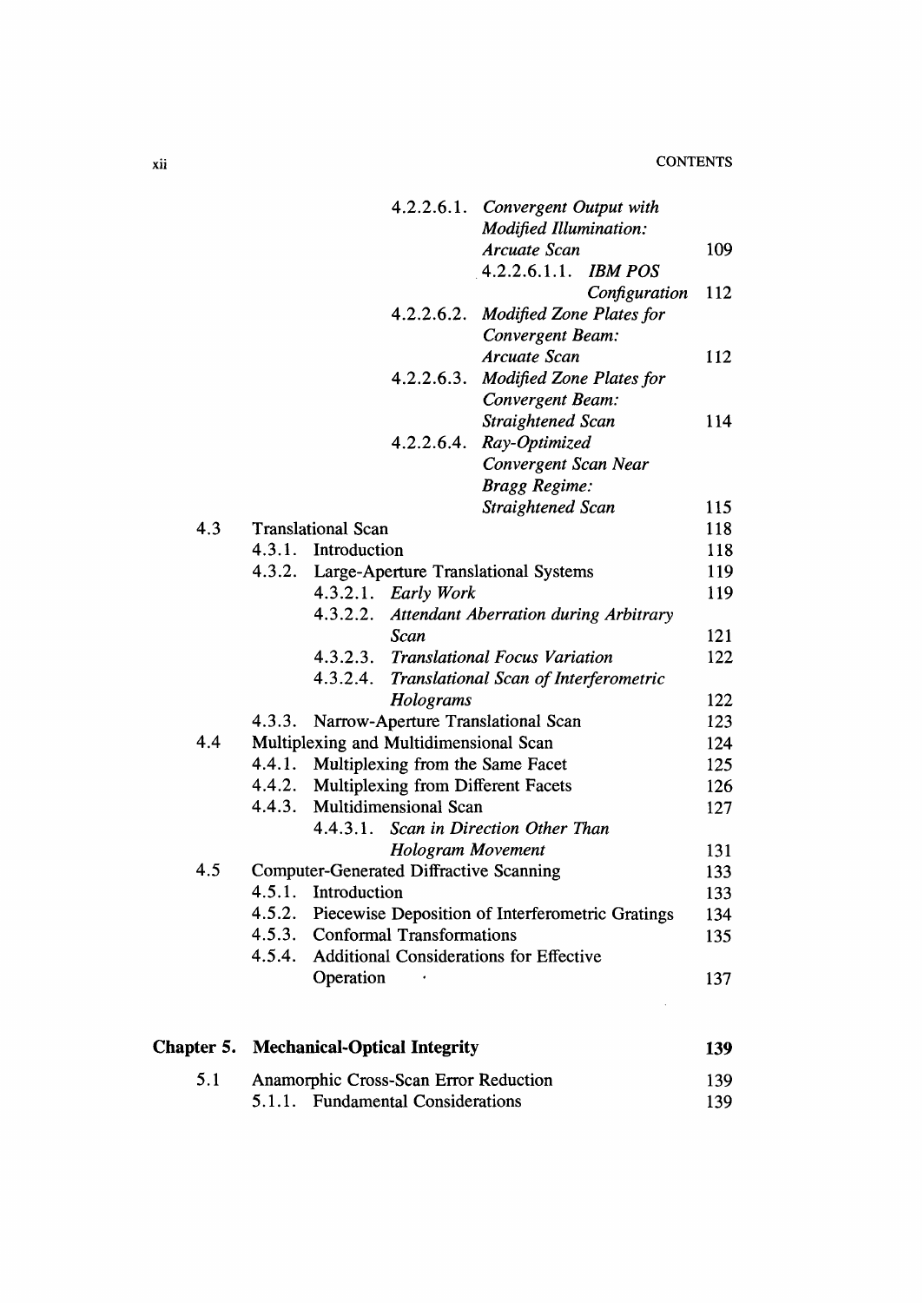4.2.2.6.1. *Convergent Output with Modified Illumination: Arcuate Scan* 109

4.2.2.6.1.1. *IBM POS Configuration* 112

4.2.2.6.2. *Modified Zone Plates for Convergent Beam: Arcuate Scan* 112

4.2.2.6.3. *Modified Zone Plates for Convergent Beam: Straightened Scan* 114

4.2.2.6.4. *Ray-Optimized Convergent Scan Near Bragg Regime: Straightened Scan* 115

4.3 Translational Scan 118

4.3.1. Introduction 118

4.3.2. Large-Aperture Translational Systems 119

4.3.2.1. *Early Work* 119

4.3.2.2. *Attendant Aberration during Arbitrary Scan* 121

4.3.2.3. *Translational Focus Variation* 122

4.3.2.4. *Translational Scan of Interferometric Holograms* 122

4.3.3. Narrow-Aperture Translational Scan 123

4.4 Multiplexing and Multidimensional Scan 124

4.4.1. Multiplexing from the Same Facet 125

4.4.2. Multiplexing from Different Facets 126

4.4.3. Multidimensional Scan 127

4.4.3.1. *Scan in Direction Other Than Hologram Movement* 131

4.5 Computer-Generated Diffractive Scanning 133

4.5.1. Introduction 133

4.5.2. Piecewise Deposition of Interferometric Gratings 134

4.5.3. Conformal Transformations 135

4.5.4. Additional Considerations for Effective Operation 137

**Chapter 5. Mechanical-Optical Integrity** **139**

5.1 Anamorphic Cross-Scan Error Reduction 139

5.1.1. Fundamental Considerations 139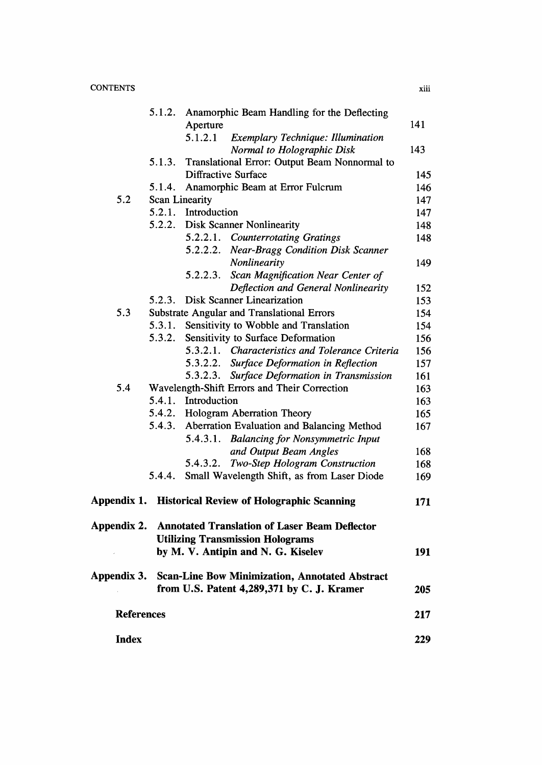5.1.2. Anamorphic Beam Handling for the Deflecting Aperture 141

5.1.2.1 *Exemplary Technique: Illumination Normal to Holographic Disk* 143

5.1.3. Translational Error: Output Beam Nonnormal to Diffractive Surface 145

5.1.4. Anamorphic Beam at Error Fulcrum 146

5.2 Scan Linearity 147

5.2.1. Introduction 147

5.2.2. Disk Scanner Nonlinearity 148

5.2.2.1. *Counterrotating Gratings* 148

5.2.2.2. *Near-Bragg Condition Disk Scanner Nonlinearity* 149

5.2.2.3. *Scan Magnification Near Center of Deflection and General Nonlinearity* 152

5.2.3. Disk Scanner Linearization 153

5.3 Substrate Angular and Translational Errors 154

5.3.1. Sensitivity to Wobble and Translation 154

5.3.2. Sensitivity to Surface Deformation 156

5.3.2.1. *Characteristics and Tolerance Criteria* 156

5.3.2.2. *Surface Deformation in Reflection* 157

5.3.2.3. *Surface Deformation in Transmission* 161

5.4 Wavelength-Shift Errors and Their Correction 163

5.4.1. Introduction 163

5.4.2. Hologram Aberration Theory 165

5.4.3. Aberration Evaluation and Balancing Method 167

5.4.3.1. *Balancing for Nonsymmetric Input and Output Beam Angles* 168

5.4.3.2. *Two-Step Hologram Construction* 168

5.4.4. Small Wavelength Shift, as from Laser Diode 169

**Appendix 1. Historical Review of Holographic Scanning** **171**

**Appendix 2. Annotated Translation of Laser Beam Deflector Utilizing Transmission Holograms by M. V. Antipin and N. G. Kiselev** **191**

**Appendix 3. Scan-Line Bow Minimization, Annotated Abstract from U.S. Patent 4,289,371 by C. J. Kramer** **205**

**References** **217**

**Index** **229**